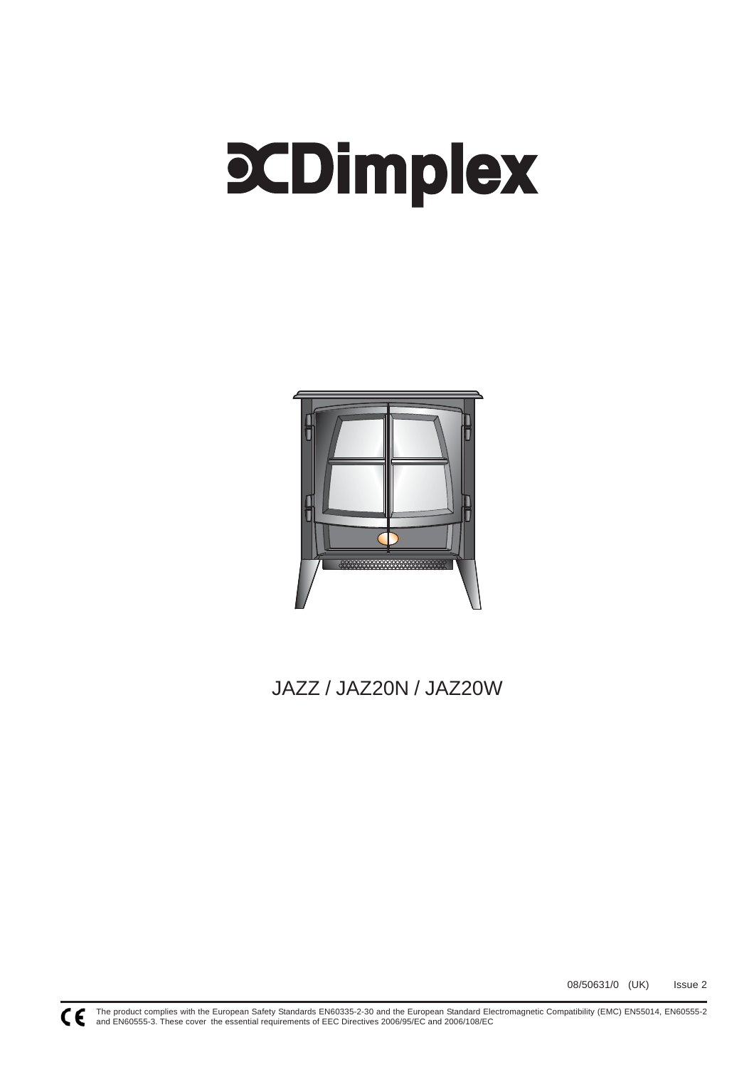# Dimplex

JAZZ / JAZ20N / JAZ20W

08/50631/0 (UK) Issue 2

CE The product complies with the European Safety Standards EN60335-2-30 and the European Standard Electromagnetic Compatibility (EMC) EN55014, EN60555-2 and EN60555-3. These cover the essential requirements of EEC Directives 2006/95/EC and 2006/108/EC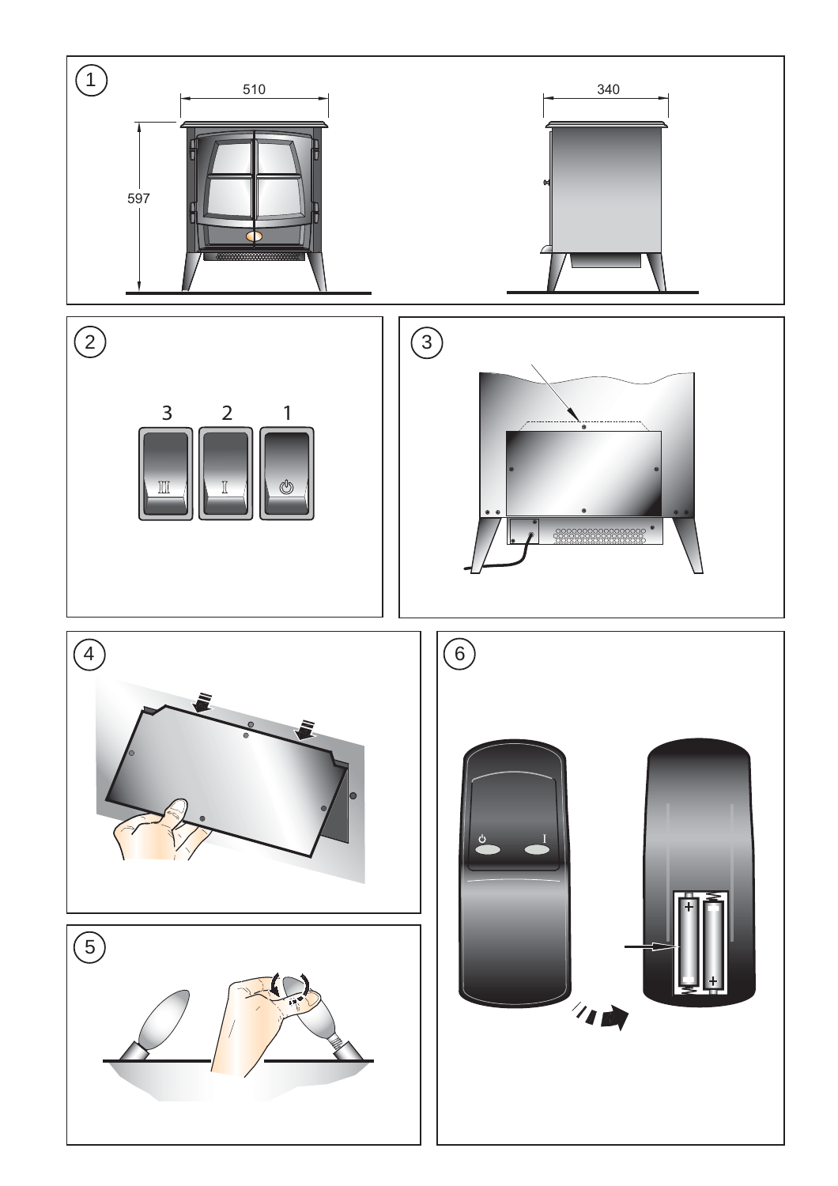1

510

597

340

2

3 2 1

3

4

6

5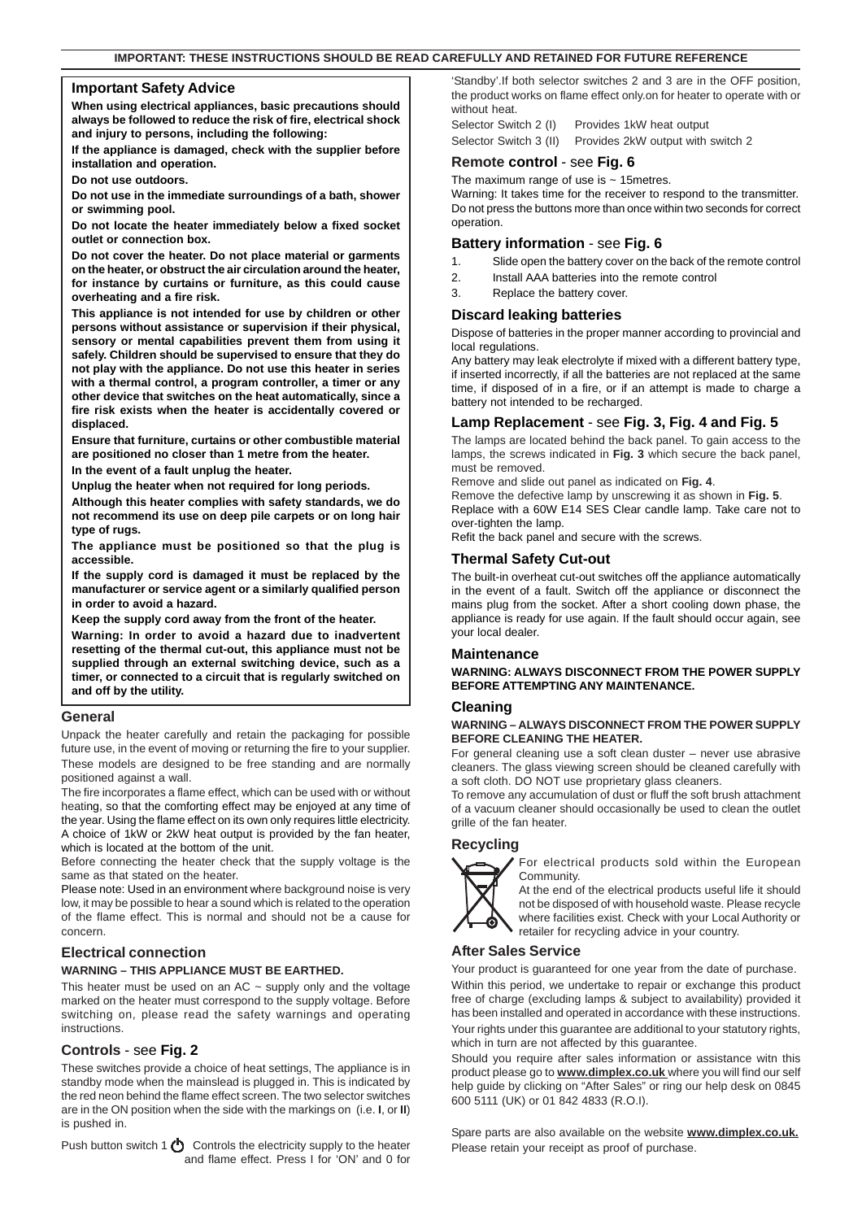**IMPORTANT: THESE INSTRUCTIONS SHOULD BE READ CAREFULLY AND RETAINED FOR FUTURE REFERENCE**

## Important Safety Advice

**When using electrical appliances, basic precautions should always be followed to reduce the risk of fire, electrical shock and injury to persons, including the following:**

**If the appliance is damaged, check with the supplier before installation and operation.**

**Do not use outdoors.**

**Do not use in the immediate surroundings of a bath, shower or swimming pool.**

**Do not locate the heater immediately below a fixed socket outlet or connection box.**

**Do not cover the heater. Do not place material or garments on the heater, or obstruct the air circulation around the heater, for instance by curtains or furniture, as this could cause overheating and a fire risk.**

**This appliance is not intended for use by children or other persons without assistance or supervision if their physical, sensory or mental capabilities prevent them from using it safely. Children should be supervised to ensure that they do not play with the appliance. Do not use this heater in series with a thermal control, a program controller, a timer or any other device that switches on the heat automatically, since a fire risk exists when the heater is accidentally covered or displaced.**

**Ensure that furniture, curtains or other combustible material are positioned no closer than 1 metre from the heater.**

**In the event of a fault unplug the heater.**

**Unplug the heater when not required for long periods.**

**Although this heater complies with safety standards, we do not recommend its use on deep pile carpets or on long hair type of rugs.**

**The appliance must be positioned so that the plug is accessible.**

**If the supply cord is damaged it must be replaced by the manufacturer or service agent or a similarly qualified person in order to avoid a hazard.**

**Keep the supply cord away from the front of the heater.**

**Warning: In order to avoid a hazard due to inadvertent resetting of the thermal cut-out, this appliance must not be supplied through an external switching device, such as a timer, or connected to a circuit that is regularly switched on and off by the utility.**

## General

Unpack the heater carefully and retain the packaging for possible future use, in the event of moving or returning the fire to your supplier.

These models are designed to be free standing and are normally positioned against a wall.

The fire incorporates a flame effect, which can be used with or without heating, so that the comforting effect may be enjoyed at any time of the year. Using the flame effect on its own only requires little electricity. A choice of 1kW or 2kW heat output is provided by the fan heater, which is located at the bottom of the unit.

Before connecting the heater check that the supply voltage is the same as that stated on the heater.

Please note: Used in an environment where background noise is very low, it may be possible to hear a sound which is related to the operation of the flame effect. This is normal and should not be a cause for concern.

## Electrical connection

**WARNING – THIS APPLIANCE MUST BE EARTHED.**

This heater must be used on an AC ~ supply only and the voltage marked on the heater must correspond to the supply voltage. Before switching on, please read the safety warnings and operating instructions.

## Controls - see **Fig. 2**

These switches provide a choice of heat settings, The appliance is in standby mode when the mainslead is plugged in. This is indicated by the red neon behind the flame effect screen. The two selector switches are in the ON position when the side with the markings on (i.e. **I**, or **II**) is pushed in.

Push button switch 1 ⏻ Controls the electricity supply to the heater and flame effect. Press I for 'ON' and 0 for 'Standby'.If both selector switches 2 and 3 are in the OFF position, the product works on flame effect only.on for heater to operate with or without heat.

Selector Switch 2 (I) Provides 1kW heat output

Selector Switch 3 (II) Provides 2kW output with switch 2

## Remote control - see **Fig. 6**

The maximum range of use is ~ 15metres.

Warning: It takes time for the receiver to respond to the transmitter. Do not press the buttons more than once within two seconds for correct operation.

## Battery information - see **Fig. 6**

1. Slide open the battery cover on the back of the remote control
2. Install AAA batteries into the remote control
3. Replace the battery cover.

## Discard leaking batteries

Dispose of batteries in the proper manner according to provincial and local regulations.

Any battery may leak electrolyte if mixed with a different battery type, if inserted incorrectly, if all the batteries are not replaced at the same time, if disposed of in a fire, or if an attempt is made to charge a battery not intended to be recharged.

## Lamp Replacement - see **Fig. 3, Fig. 4 and Fig. 5**

The lamps are located behind the back panel. To gain access to the lamps, the screws indicated in **Fig. 3** which secure the back panel, must be removed.

Remove and slide out panel as indicated on **Fig. 4**.

Remove the defective lamp by unscrewing it as shown in **Fig. 5**.

Replace with a 60W E14 SES Clear candle lamp. Take care not to over-tighten the lamp.

Refit the back panel and secure with the screws.

## Thermal Safety Cut-out

The built-in overheat cut-out switches off the appliance automatically in the event of a fault. Switch off the appliance or disconnect the mains plug from the socket. After a short cooling down phase, the appliance is ready for use again. If the fault should occur again, see your local dealer.

## Maintenance

**WARNING: ALWAYS DISCONNECT FROM THE POWER SUPPLY BEFORE ATTEMPTING ANY MAINTENANCE.**

## Cleaning

**WARNING – ALWAYS DISCONNECT FROM THE POWER SUPPLY BEFORE CLEANING THE HEATER.**

For general cleaning use a soft clean duster – never use abrasive cleaners. The glass viewing screen should be cleaned carefully with a soft cloth. DO NOT use proprietary glass cleaners.

To remove any accumulation of dust or fluff the soft brush attachment of a vacuum cleaner should occasionally be used to clean the outlet grille of the fan heater.

## Recycling

For electrical products sold within the European Community.

At the end of the electrical products useful life it should not be disposed of with household waste. Please recycle where facilities exist. Check with your Local Authority or retailer for recycling advice in your country.

## After Sales Service

Your product is guaranteed for one year from the date of purchase.

Within this period, we undertake to repair or exchange this product free of charge (excluding lamps & subject to availability) provided it has been installed and operated in accordance with these instructions.

Your rights under this guarantee are additional to your statutory rights, which in turn are not affected by this guarantee.

Should you require after sales information or assistance witn this product please go to **www.dimplex.co.uk** where you will find our self help guide by clicking on "After Sales" or ring our help desk on 0845 600 5111 (UK) or 01 842 4833 (R.O.I).

Spare parts are also available on the website **www.dimplex.co.uk.**

Please retain your receipt as proof of purchase.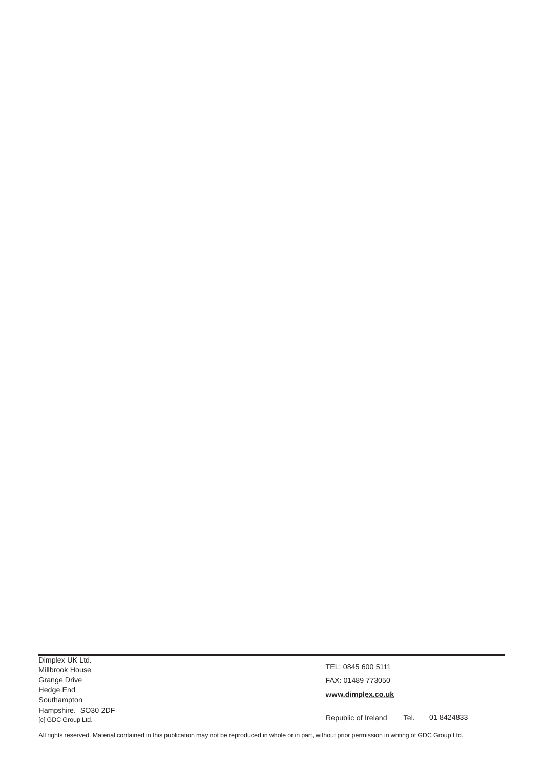Dimplex UK Ltd.
Millbrook House
Grange Drive
Hedge End
Southampton
Hampshire. SO30 2DF
[c] GDC Group Ltd.

TEL: 0845 600 5111
FAX: 01489 773050
**www.dimplex.co.uk**

Republic of Ireland Tel. 01 8424833

All rights reserved. Material contained in this publication may not be reproduced in whole or in part, without prior permission in writing of GDC Group Ltd.